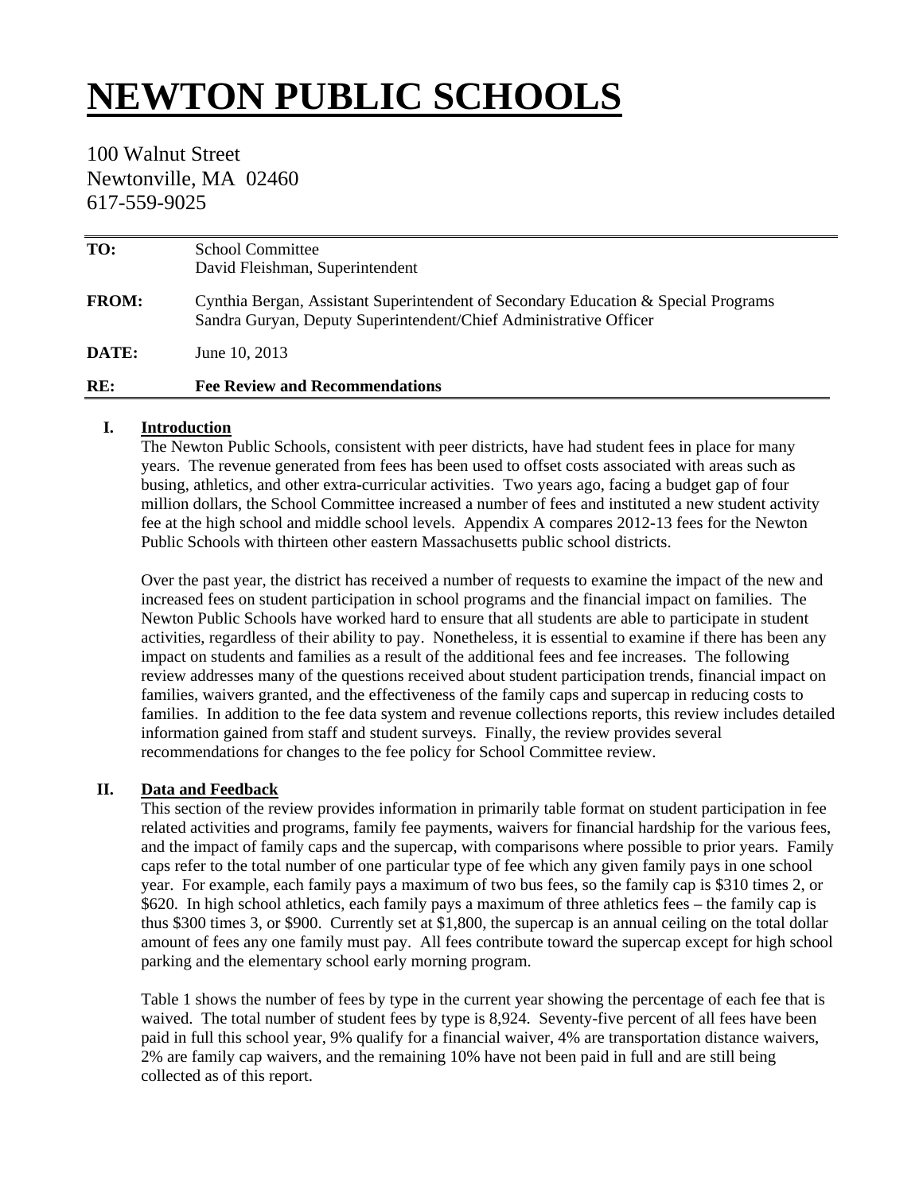# NEWTON PUBLIC SCHOOLS

100 Walnut Street
Newtonville, MA 02460
617-559-9025

| | |
|---|---|
| **TO:** | School Committee<br>David Fleishman, Superintendent |
| **FROM:** | Cynthia Bergan, Assistant Superintendent of Secondary Education & Special Programs<br>Sandra Guryan, Deputy Superintendent/Chief Administrative Officer |
| **DATE:** | June 10, 2013 |
| **RE:** | **Fee Review and Recommendations** |

## I. Introduction

The Newton Public Schools, consistent with peer districts, have had student fees in place for many years. The revenue generated from fees has been used to offset costs associated with areas such as busing, athletics, and other extra-curricular activities. Two years ago, facing a budget gap of four million dollars, the School Committee increased a number of fees and instituted a new student activity fee at the high school and middle school levels. Appendix A compares 2012-13 fees for the Newton Public Schools with thirteen other eastern Massachusetts public school districts.

Over the past year, the district has received a number of requests to examine the impact of the new and increased fees on student participation in school programs and the financial impact on families. The Newton Public Schools have worked hard to ensure that all students are able to participate in student activities, regardless of their ability to pay. Nonetheless, it is essential to examine if there has been any impact on students and families as a result of the additional fees and fee increases. The following review addresses many of the questions received about student participation trends, financial impact on families, waivers granted, and the effectiveness of the family caps and supercap in reducing costs to families. In addition to the fee data system and revenue collections reports, this review includes detailed information gained from staff and student surveys. Finally, the review provides several recommendations for changes to the fee policy for School Committee review.

## II. Data and Feedback

This section of the review provides information in primarily table format on student participation in fee related activities and programs, family fee payments, waivers for financial hardship for the various fees, and the impact of family caps and the supercap, with comparisons where possible to prior years. Family caps refer to the total number of one particular type of fee which any given family pays in one school year. For example, each family pays a maximum of two bus fees, so the family cap is \$310 times 2, or \$620. In high school athletics, each family pays a maximum of three athletics fees – the family cap is thus \$300 times 3, or \$900. Currently set at \$1,800, the supercap is an annual ceiling on the total dollar amount of fees any one family must pay. All fees contribute toward the supercap except for high school parking and the elementary school early morning program.

Table 1 shows the number of fees by type in the current year showing the percentage of each fee that is waived. The total number of student fees by type is 8,924. Seventy-five percent of all fees have been paid in full this school year, 9% qualify for a financial waiver, 4% are transportation distance waivers, 2% are family cap waivers, and the remaining 10% have not been paid in full and are still being collected as of this report.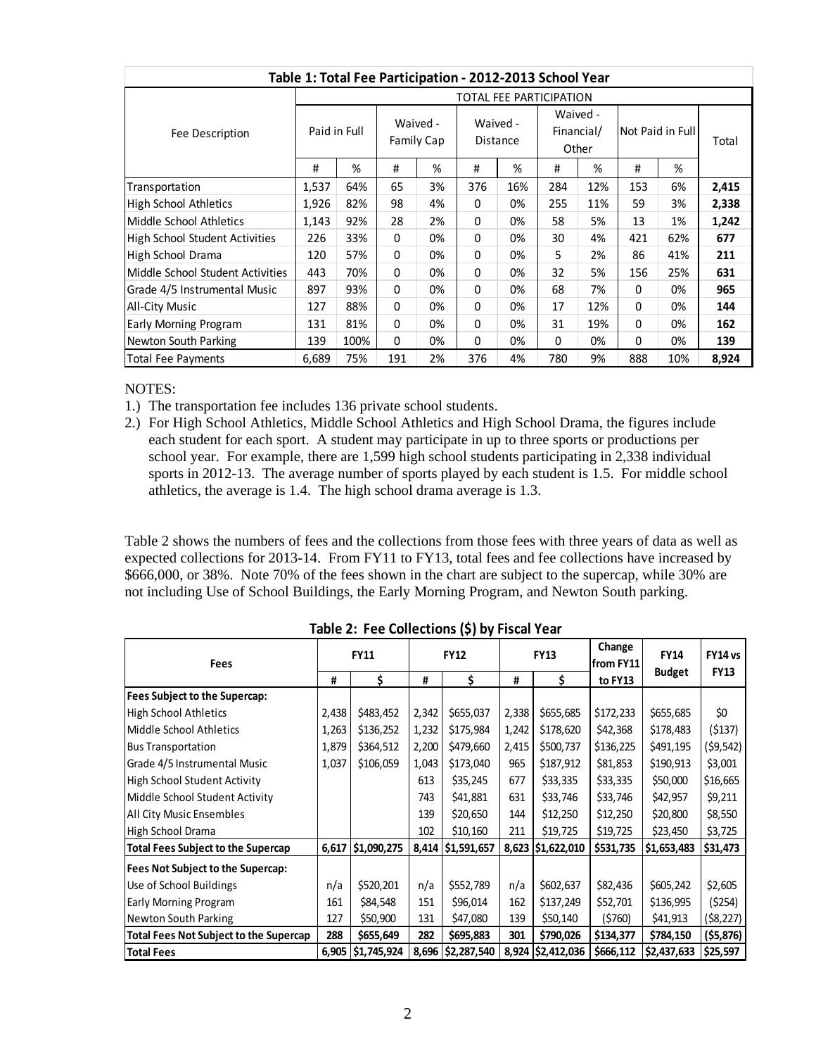**Table 1: Total Fee Participation - 2012-2013 School Year**

| Fee Description | TOTAL FEE PARTICIPATION | | | | | | | | | | |
|---|---|---|---|---|---|---|---|---|---|---|---|
| | Paid in Full | | Waived - Family Cap | | Waived - Distance | | Waived - Financial/ Other | | Not Paid in Full | | Total |
| | # | % | # | % | # | % | # | % | # | % | |
| Transportation | 1,537 | 64% | 65 | 3% | 376 | 16% | 284 | 12% | 153 | 6% | **2,415** |
| High School Athletics | 1,926 | 82% | 98 | 4% | 0 | 0% | 255 | 11% | 59 | 3% | **2,338** |
| Middle School Athletics | 1,143 | 92% | 28 | 2% | 0 | 0% | 58 | 5% | 13 | 1% | **1,242** |
| High School Student Activities | 226 | 33% | 0 | 0% | 0 | 0% | 30 | 4% | 421 | 62% | **677** |
| High School Drama | 120 | 57% | 0 | 0% | 0 | 0% | 5 | 2% | 86 | 41% | **211** |
| Middle School Student Activities | 443 | 70% | 0 | 0% | 0 | 0% | 32 | 5% | 156 | 25% | **631** |
| Grade 4/5 Instrumental Music | 897 | 93% | 0 | 0% | 0 | 0% | 68 | 7% | 0 | 0% | **965** |
| All-City Music | 127 | 88% | 0 | 0% | 0 | 0% | 17 | 12% | 0 | 0% | **144** |
| Early Morning Program | 131 | 81% | 0 | 0% | 0 | 0% | 31 | 19% | 0 | 0% | **162** |
| Newton South Parking | 139 | 100% | 0 | 0% | 0 | 0% | 0 | 0% | 0 | 0% | **139** |
| Total Fee Payments | 6,689 | 75% | 191 | 2% | 376 | 4% | 780 | 9% | 888 | 10% | **8,924** |

NOTES:

1.) The transportation fee includes 136 private school students.

2.) For High School Athletics, Middle School Athletics and High School Drama, the figures include each student for each sport. A student may participate in up to three sports or productions per school year. For example, there are 1,599 high school students participating in 2,338 individual sports in 2012-13. The average number of sports played by each student is 1.5. For middle school athletics, the average is 1.4. The high school drama average is 1.3.

Table 2 shows the numbers of fees and the collections from those fees with three years of data as well as expected collections for 2013-14. From FY11 to FY13, total fees and fee collections have increased by $666,000, or 38%. Note 70% of the fees shown in the chart are subject to the supercap, while 30% are not including Use of School Buildings, the Early Morning Program, and Newton South parking.

**Table 2: Fee Collections ($) by Fiscal Year**

| Fees | FY11 | | FY12 | | FY13 | | Change from FY11 to FY13 | FY14 Budget | FY14 vs FY13 |
|---|---|---|---|---|---|---|---|---|---|
| | # | $ | # | $ | # | $ | | | |
| **Fees Subject to the Supercap:** | | | | | | | | | |
| High School Athletics | 2,438 | $483,452 | 2,342 | $655,037 | 2,338 | $655,685 | $172,233 | $655,685 | $0 |
| Middle School Athletics | 1,263 | $136,252 | 1,232 | $175,984 | 1,242 | $178,620 | $42,368 | $178,483 | ($137) |
| Bus Transportation | 1,879 | $364,512 | 2,200 | $479,660 | 2,415 | $500,737 | $136,225 | $491,195 | ($9,542) |
| Grade 4/5 Instrumental Music | 1,037 | $106,059 | 1,043 | $173,040 | 965 | $187,912 | $81,853 | $190,913 | $3,001 |
| High School Student Activity | | | 613 | $35,245 | 677 | $33,335 | $33,335 | $50,000 | $16,665 |
| Middle School Student Activity | | | 743 | $41,881 | 631 | $33,746 | $33,746 | $42,957 | $9,211 |
| All City Music Ensembles | | | 139 | $20,650 | 144 | $12,250 | $12,250 | $20,800 | $8,550 |
| High School Drama | | | 102 | $10,160 | 211 | $19,725 | $19,725 | $23,450 | $3,725 |
| **Total Fees Subject to the Supercap** | **6,617** | **$1,090,275** | **8,414** | **$1,591,657** | **8,623** | **$1,622,010** | **$531,735** | **$1,653,483** | **$31,473** |
| **Fees Not Subject to the Supercap:** | | | | | | | | | |
| Use of School Buildings | n/a | $520,201 | n/a | $552,789 | n/a | $602,637 | $82,436 | $605,242 | $2,605 |
| Early Morning Program | 161 | $84,548 | 151 | $96,014 | 162 | $137,249 | $52,701 | $136,995 | ($254) |
| Newton South Parking | 127 | $50,900 | 131 | $47,080 | 139 | $50,140 | ($760) | $41,913 | ($8,227) |
| **Total Fees Not Subject to the Supercap** | **288** | **$655,649** | **282** | **$695,883** | **301** | **$790,026** | **$134,377** | **$784,150** | **($5,876)** |
| **Total Fees** | **6,905** | **$1,745,924** | **8,696** | **$2,287,540** | **8,924** | **$2,412,036** | **$666,112** | **$2,437,633** | **$25,597** |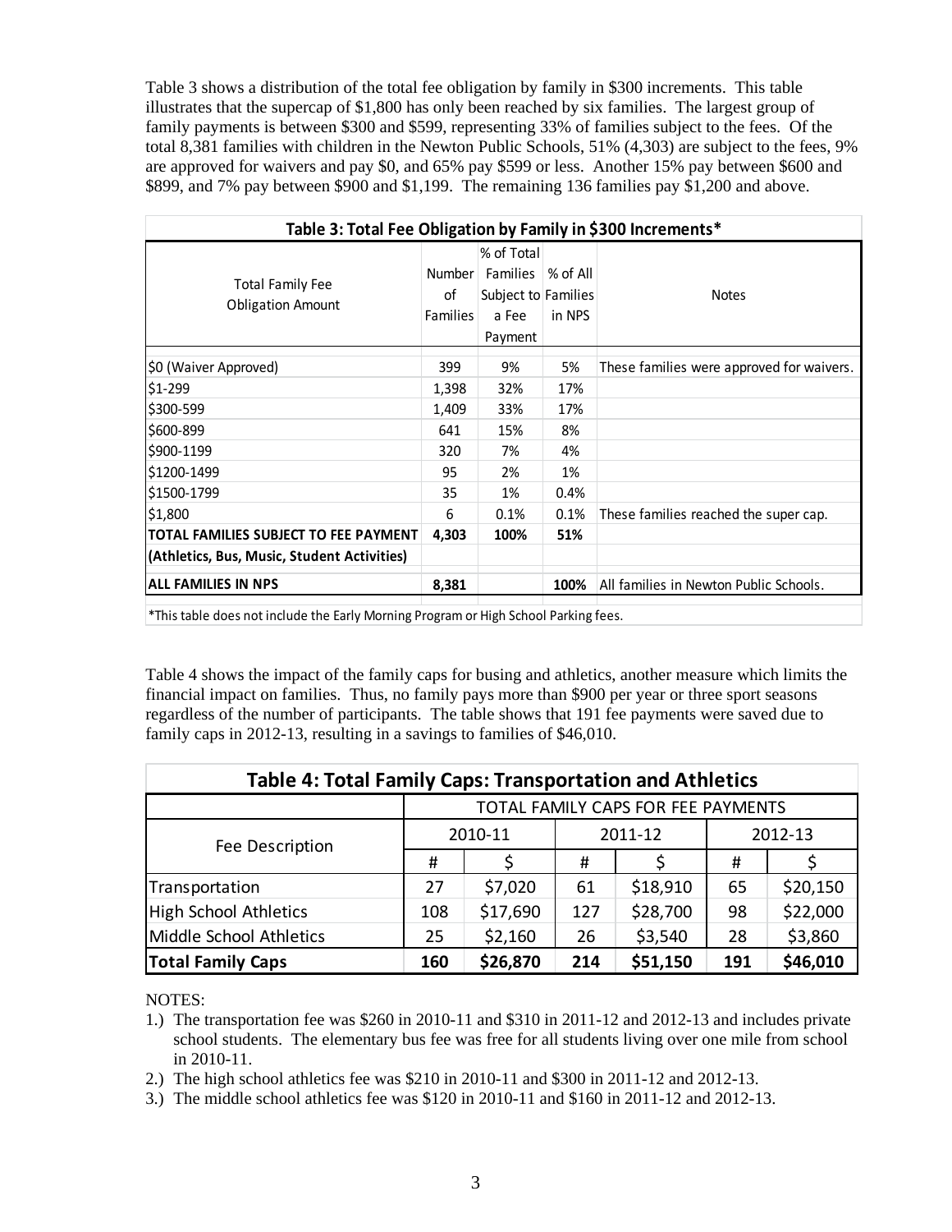Table 3 shows a distribution of the total fee obligation by family in $300 increments. This table illustrates that the supercap of $1,800 has only been reached by six families. The largest group of family payments is between $300 and $599, representing 33% of families subject to the fees. Of the total 8,381 families with children in the Newton Public Schools, 51% (4,303) are subject to the fees, 9% are approved for waivers and pay $0, and 65% pay $599 or less. Another 15% pay between $600 and $899, and 7% pay between $900 and $1,199. The remaining 136 families pay $1,200 and above.

**Table 3: Total Fee Obligation by Family in $300 Increments***

| Total Family Fee Obligation Amount | Number of Families | % of Total Families Subject to a Fee Payment | % of All Families in NPS | Notes |
|---|---|---|---|---|
| $0 (Waiver Approved) | 399 | 9% | 5% | These families were approved for waivers. |
| $1-299 | 1,398 | 32% | 17% | |
| $300-599 | 1,409 | 33% | 17% | |
| $600-899 | 641 | 15% | 8% | |
| $900-1199 | 320 | 7% | 4% | |
| $1200-1499 | 95 | 2% | 1% | |
| $1500-1799 | 35 | 1% | 0.4% | |
| $1,800 | 6 | 0.1% | 0.1% | These families reached the super cap. |
| **TOTAL FAMILIES SUBJECT TO FEE PAYMENT** | **4,303** | **100%** | **51%** | |
| **(Athletics, Bus, Music, Student Activities)** | | | | |
| **ALL FAMILIES IN NPS** | **8,381** | | **100%** | All families in Newton Public Schools. |

*This table does not include the Early Morning Program or High School Parking fees.

Table 4 shows the impact of the family caps for busing and athletics, another measure which limits the financial impact on families. Thus, no family pays more than $900 per year or three sport seasons regardless of the number of participants. The table shows that 191 fee payments were saved due to family caps in 2012-13, resulting in a savings to families of $46,010.

**Table 4: Total Family Caps: Transportation and Athletics**

| Fee Description | TOTAL FAMILY CAPS FOR FEE PAYMENTS | | | | | |
|---|---|---|---|---|---|---|
| | 2010-11 | | 2011-12 | | 2012-13 | |
| | # | $ | # | $ | # | $ |
| Transportation | 27 | $7,020 | 61 | $18,910 | 65 | $20,150 |
| High School Athletics | 108 | $17,690 | 127 | $28,700 | 98 | $22,000 |
| Middle School Athletics | 25 | $2,160 | 26 | $3,540 | 28 | $3,860 |
| **Total Family Caps** | **160** | **$26,870** | **214** | **$51,150** | **191** | **$46,010** |

NOTES:

1.) The transportation fee was $260 in 2010-11 and $310 in 2011-12 and 2012-13 and includes private school students. The elementary bus fee was free for all students living over one mile from school in 2010-11.
2.) The high school athletics fee was $210 in 2010-11 and $300 in 2011-12 and 2012-13.
3.) The middle school athletics fee was $120 in 2010-11 and $160 in 2011-12 and 2012-13.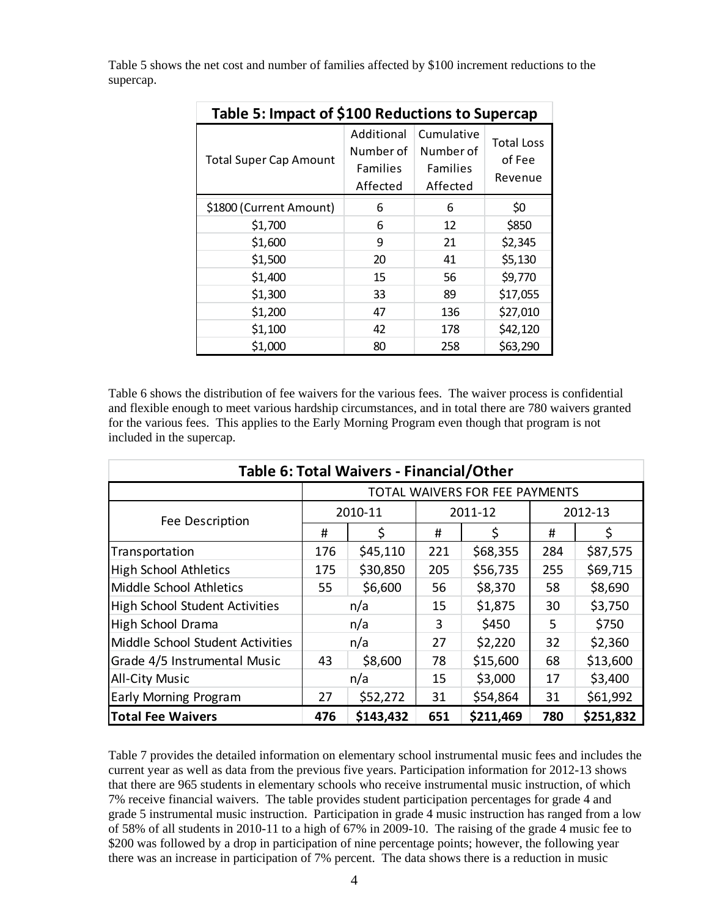Table 5 shows the net cost and number of families affected by $100 increment reductions to the supercap.

**Table 5: Impact of $100 Reductions to Supercap**

| Total Super Cap Amount | Additional Number of Families Affected | Cumulative Number of Families Affected | Total Loss of Fee Revenue |
|---|---|---|---|
| $1800 (Current Amount) | 6 | 6 | $0 |
| $1,700 | 6 | 12 | $850 |
| $1,600 | 9 | 21 | $2,345 |
| $1,500 | 20 | 41 | $5,130 |
| $1,400 | 15 | 56 | $9,770 |
| $1,300 | 33 | 89 | $17,055 |
| $1,200 | 47 | 136 | $27,010 |
| $1,100 | 42 | 178 | $42,120 |
| $1,000 | 80 | 258 | $63,290 |

Table 6 shows the distribution of fee waivers for the various fees. The waiver process is confidential and flexible enough to meet various hardship circumstances, and in total there are 780 waivers granted for the various fees. This applies to the Early Morning Program even though that program is not included in the supercap.

**Table 6: Total Waivers - Financial/Other**

| Fee Description | TOTAL WAIVERS FOR FEE PAYMENTS | | | | | |
|---|---|---|---|---|---|---|
| | 2010-11 | | 2011-12 | | 2012-13 | |
| | # | $ | # | $ | # | $ |
| Transportation | 176 | $45,110 | 221 | $68,355 | 284 | $87,575 |
| High School Athletics | 175 | $30,850 | 205 | $56,735 | 255 | $69,715 |
| Middle School Athletics | 55 | $6,600 | 56 | $8,370 | 58 | $8,690 |
| High School Student Activities | n/a | | 15 | $1,875 | 30 | $3,750 |
| High School Drama | n/a | | 3 | $450 | 5 | $750 |
| Middle School Student Activities | n/a | | 27 | $2,220 | 32 | $2,360 |
| Grade 4/5 Instrumental Music | 43 | $8,600 | 78 | $15,600 | 68 | $13,600 |
| All-City Music | n/a | | 15 | $3,000 | 17 | $3,400 |
| Early Morning Program | 27 | $52,272 | 31 | $54,864 | 31 | $61,992 |
| **Total Fee Waivers** | **476** | **$143,432** | **651** | **$211,469** | **780** | **$251,832** |

Table 7 provides the detailed information on elementary school instrumental music fees and includes the current year as well as data from the previous five years. Participation information for 2012-13 shows that there are 965 students in elementary schools who receive instrumental music instruction, of which 7% receive financial waivers. The table provides student participation percentages for grade 4 and grade 5 instrumental music instruction. Participation in grade 4 music instruction has ranged from a low of 58% of all students in 2010-11 to a high of 67% in 2009-10. The raising of the grade 4 music fee to $200 was followed by a drop in participation of nine percentage points; however, the following year there was an increase in participation of 7% percent. The data shows there is a reduction in music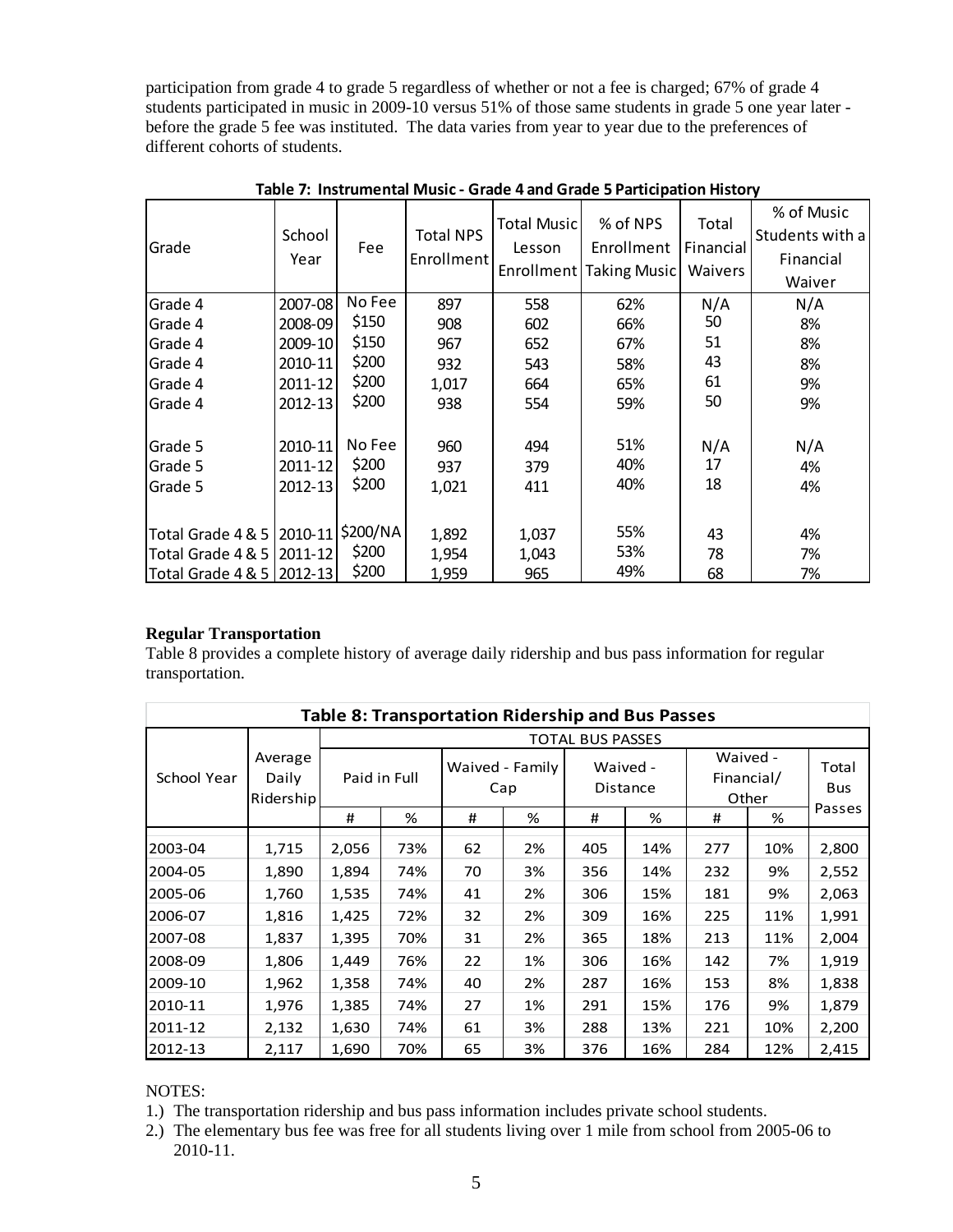participation from grade 4 to grade 5 regardless of whether or not a fee is charged; 67% of grade 4 students participated in music in 2009-10 versus 51% of those same students in grade 5 one year later - before the grade 5 fee was instituted. The data varies from year to year due to the preferences of different cohorts of students.

**Table 7: Instrumental Music - Grade 4 and Grade 5 Participation History**

| Grade | School Year | Fee | Total NPS Enrollment | Total Music Lesson Enrollment | % of NPS Enrollment Taking Music | Total Financial Waivers | % of Music Students with a Financial Waiver |
|---|---|---|---|---|---|---|---|
| Grade 4 | 2007-08 | No Fee | 897 | 558 | 62% | N/A | N/A |
| Grade 4 | 2008-09 | $150 | 908 | 602 | 66% | 50 | 8% |
| Grade 4 | 2009-10 | $150 | 967 | 652 | 67% | 51 | 8% |
| Grade 4 | 2010-11 | $200 | 932 | 543 | 58% | 43 | 8% |
| Grade 4 | 2011-12 | $200 | 1,017 | 664 | 65% | 61 | 9% |
| Grade 4 | 2012-13 | $200 | 938 | 554 | 59% | 50 | 9% |
| Grade 5 | 2010-11 | No Fee | 960 | 494 | 51% | N/A | N/A |
| Grade 5 | 2011-12 | $200 | 937 | 379 | 40% | 17 | 4% |
| Grade 5 | 2012-13 | $200 | 1,021 | 411 | 40% | 18 | 4% |
| Total Grade 4 & 5 | 2010-11 | $200/NA | 1,892 | 1,037 | 55% | 43 | 4% |
| Total Grade 4 & 5 | 2011-12 | $200 | 1,954 | 1,043 | 53% | 78 | 7% |
| Total Grade 4 & 5 | 2012-13 | $200 | 1,959 | 965 | 49% | 68 | 7% |

**Regular Transportation**

Table 8 provides a complete history of average daily ridership and bus pass information for regular transportation.

**Table 8: Transportation Ridership and Bus Passes**

| School Year | Average Daily Ridership | TOTAL BUS PASSES | | | | | | | | |
|---|---|---|---|---|---|---|---|---|---|---|
| | | Paid in Full | | Waived - Family Cap | | Waived - Distance | | Waived - Financial/ Other | | Total Bus Passes |
| | | # | % | # | % | # | % | # | % | |
| 2003-04 | 1,715 | 2,056 | 73% | 62 | 2% | 405 | 14% | 277 | 10% | 2,800 |
| 2004-05 | 1,890 | 1,894 | 74% | 70 | 3% | 356 | 14% | 232 | 9% | 2,552 |
| 2005-06 | 1,760 | 1,535 | 74% | 41 | 2% | 306 | 15% | 181 | 9% | 2,063 |
| 2006-07 | 1,816 | 1,425 | 72% | 32 | 2% | 309 | 16% | 225 | 11% | 1,991 |
| 2007-08 | 1,837 | 1,395 | 70% | 31 | 2% | 365 | 18% | 213 | 11% | 2,004 |
| 2008-09 | 1,806 | 1,449 | 76% | 22 | 1% | 306 | 16% | 142 | 7% | 1,919 |
| 2009-10 | 1,962 | 1,358 | 74% | 40 | 2% | 287 | 16% | 153 | 8% | 1,838 |
| 2010-11 | 1,976 | 1,385 | 74% | 27 | 1% | 291 | 15% | 176 | 9% | 1,879 |
| 2011-12 | 2,132 | 1,630 | 74% | 61 | 3% | 288 | 13% | 221 | 10% | 2,200 |
| 2012-13 | 2,117 | 1,690 | 70% | 65 | 3% | 376 | 16% | 284 | 12% | 2,415 |

NOTES:

1.) The transportation ridership and bus pass information includes private school students.

2.) The elementary bus fee was free for all students living over 1 mile from school from 2005-06 to 2010-11.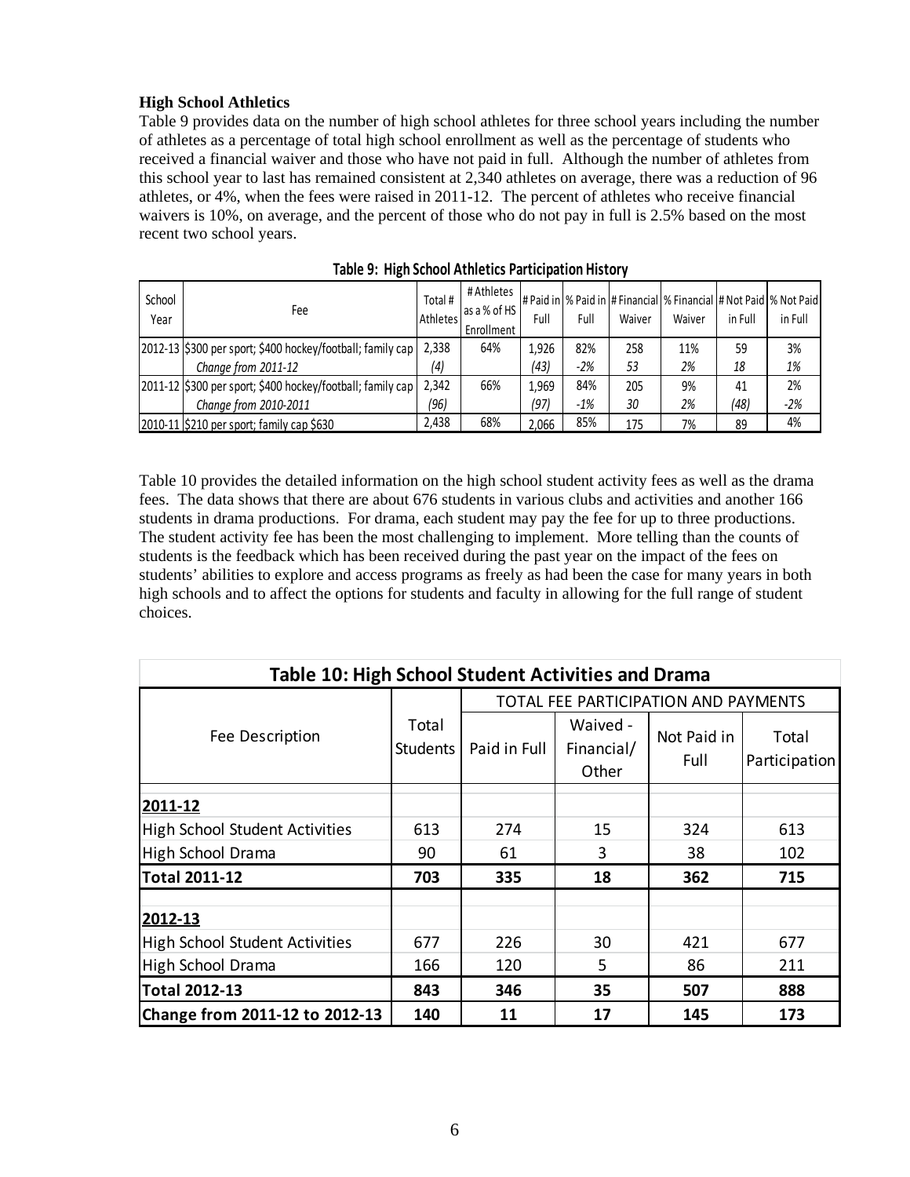**High School Athletics**

Table 9 provides data on the number of high school athletes for three school years including the number of athletes as a percentage of total high school enrollment as well as the percentage of students who received a financial waiver and those who have not paid in full. Although the number of athletes from this school year to last has remained consistent at 2,340 athletes on average, there was a reduction of 96 athletes, or 4%, when the fees were raised in 2011-12. The percent of athletes who receive financial waivers is 10%, on average, and the percent of those who do not pay in full is 2.5% based on the most recent two school years.

**Table 9: High School Athletics Participation History**

| School Year | Fee | Total # Athletes | # Athletes as a % of HS Enrollment | # Paid in Full | % Paid in Full | # Financial Waiver | % Financial Waiver | # Not Paid in Full | % Not Paid in Full |
|---|---|---|---|---|---|---|---|---|---|
| 2012-13 | $300 per sport; $400 hockey/football; family cap | 2,338 | 64% | 1,926 | 82% | 258 | 11% | 59 | 3% |
| | *Change from 2011-12* | *(4)* | | *(43)* | *-2%* | *53* | *2%* | *18* | *1%* |
| 2011-12 | $300 per sport; $400 hockey/football; family cap | 2,342 | 66% | 1,969 | 84% | 205 | 9% | 41 | 2% |
| | *Change from 2010-2011* | *(96)* | | *(97)* | *-1%* | *30* | *2%* | *(48)* | *-2%* |
| 2010-11 | $210 per sport; family cap $630 | 2,438 | 68% | 2,066 | 85% | 175 | 7% | 89 | 4% |

Table 10 provides the detailed information on the high school student activity fees as well as the drama fees. The data shows that there are about 676 students in various clubs and activities and another 166 students in drama productions. For drama, each student may pay the fee for up to three productions. The student activity fee has been the most challenging to implement. More telling than the counts of students is the feedback which has been received during the past year on the impact of the fees on students' abilities to explore and access programs as freely as had been the case for many years in both high schools and to affect the options for students and faculty in allowing for the full range of student choices.

**Table 10: High School Student Activities and Drama**

| Fee Description | Total Students | TOTAL FEE PARTICIPATION AND PAYMENTS | | | |
|---|---|---|---|---|---|
| | | Paid in Full | Waived - Financial/ Other | Not Paid in Full | Total Participation |
| **2011-12** | | | | | |
| High School Student Activities | 613 | 274 | 15 | 324 | 613 |
| High School Drama | 90 | 61 | 3 | 38 | 102 |
| **Total 2011-12** | **703** | **335** | **18** | **362** | **715** |
| **2012-13** | | | | | |
| High School Student Activities | 677 | 226 | 30 | 421 | 677 |
| High School Drama | 166 | 120 | 5 | 86 | 211 |
| **Total 2012-13** | **843** | **346** | **35** | **507** | **888** |
| **Change from 2011-12 to 2012-13** | **140** | **11** | **17** | **145** | **173** |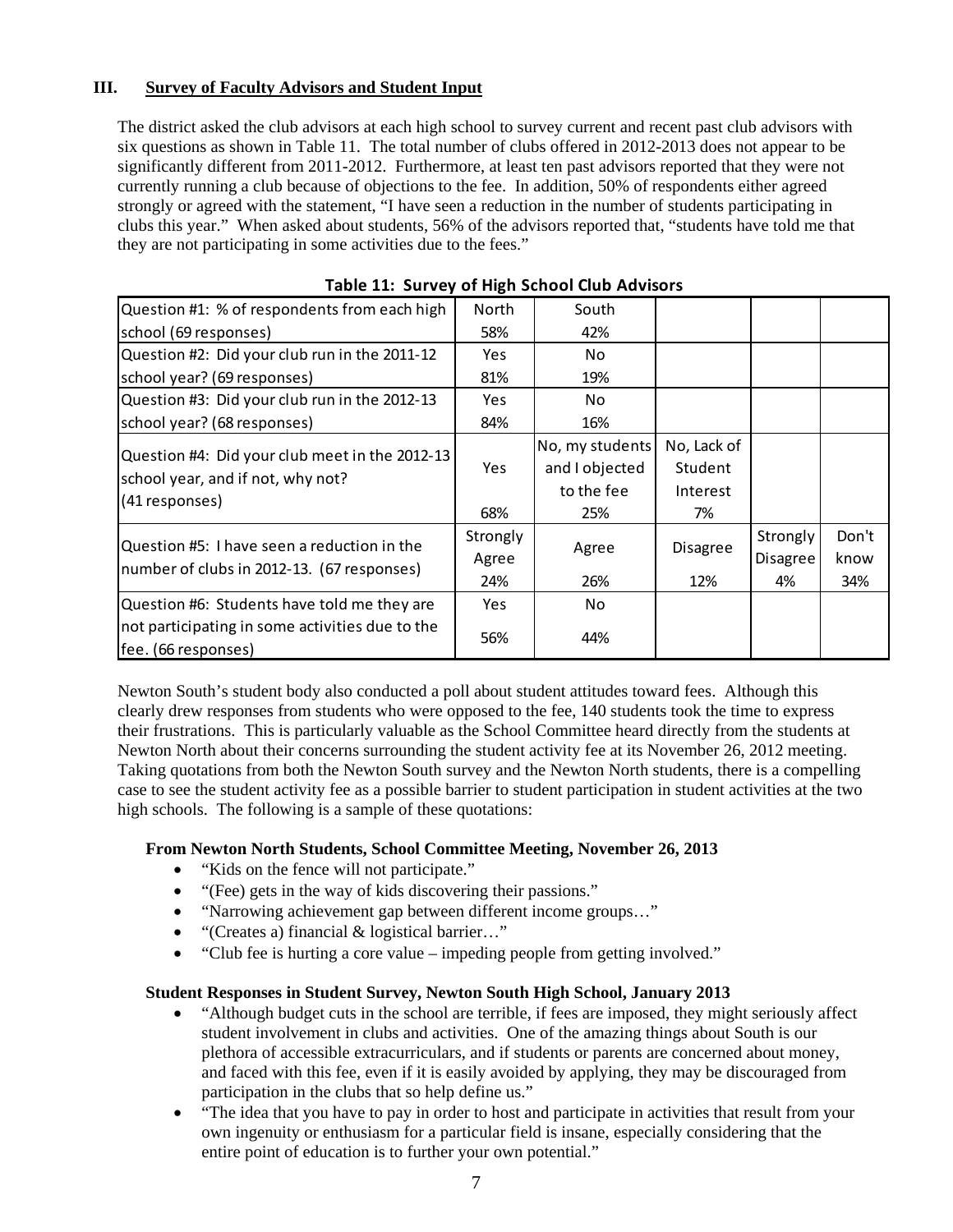## III. Survey of Faculty Advisors and Student Input

The district asked the club advisors at each high school to survey current and recent past club advisors with six questions as shown in Table 11. The total number of clubs offered in 2012-2013 does not appear to be significantly different from 2011-2012. Furthermore, at least ten past advisors reported that they were not currently running a club because of objections to the fee. In addition, 50% of respondents either agreed strongly or agreed with the statement, "I have seen a reduction in the number of students participating in clubs this year." When asked about students, 56% of the advisors reported that, "students have told me that they are not participating in some activities due to the fees."

**Table 11: Survey of High School Club Advisors**

| Question | | | | | |
|---|---|---|---|---|---|
| Question #1: % of respondents from each high school (69 responses) | North<br>58% | South<br>42% | | | |
| Question #2: Did your club run in the 2011-12 school year? (69 responses) | Yes<br>81% | No<br>19% | | | |
| Question #3: Did your club run in the 2012-13 school year? (68 responses) | Yes<br>84% | No<br>16% | | | |
| Question #4: Did your club meet in the 2012-13 school year, and if not, why not? (41 responses) | Yes<br>68% | No, my students and I objected to the fee<br>25% | No, Lack of Student Interest<br>7% | | |
| Question #5: I have seen a reduction in the number of clubs in 2012-13. (67 responses) | Strongly Agree<br>24% | Agree<br>26% | Disagree<br>12% | Strongly Disagree<br>4% | Don't know<br>34% |
| Question #6: Students have told me they are not participating in some activities due to the fee. (66 responses) | Yes<br>56% | No<br>44% | | | |

Newton South's student body also conducted a poll about student attitudes toward fees. Although this clearly drew responses from students who were opposed to the fee, 140 students took the time to express their frustrations. This is particularly valuable as the School Committee heard directly from the students at Newton North about their concerns surrounding the student activity fee at its November 26, 2012 meeting. Taking quotations from both the Newton South survey and the Newton North students, there is a compelling case to see the student activity fee as a possible barrier to student participation in student activities at the two high schools. The following is a sample of these quotations:

**From Newton North Students, School Committee Meeting, November 26, 2013**

- "Kids on the fence will not participate."
- "(Fee) gets in the way of kids discovering their passions."
- "Narrowing achievement gap between different income groups…"
- "(Creates a) financial & logistical barrier…"
- "Club fee is hurting a core value – impeding people from getting involved."

**Student Responses in Student Survey, Newton South High School, January 2013**

- "Although budget cuts in the school are terrible, if fees are imposed, they might seriously affect student involvement in clubs and activities. One of the amazing things about South is our plethora of accessible extracurriculars, and if students or parents are concerned about money, and faced with this fee, even if it is easily avoided by applying, they may be discouraged from participation in the clubs that so help define us."
- "The idea that you have to pay in order to host and participate in activities that result from your own ingenuity or enthusiasm for a particular field is insane, especially considering that the entire point of education is to further your own potential."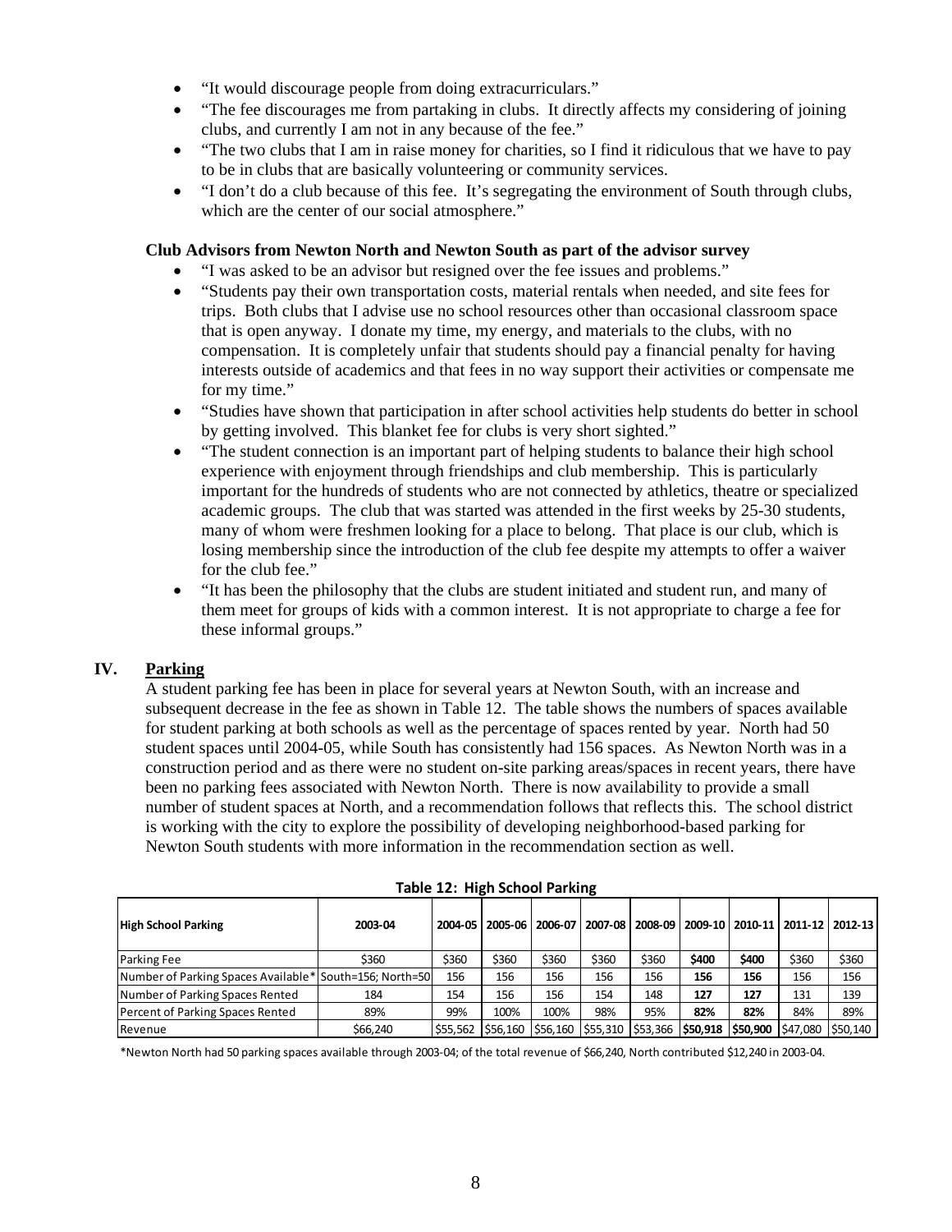- "It would discourage people from doing extracurriculars."
- "The fee discourages me from partaking in clubs. It directly affects my considering of joining clubs, and currently I am not in any because of the fee."
- "The two clubs that I am in raise money for charities, so I find it ridiculous that we have to pay to be in clubs that are basically volunteering or community services.
- "I don't do a club because of this fee. It's segregating the environment of South through clubs, which are the center of our social atmosphere."

**Club Advisors from Newton North and Newton South as part of the advisor survey**

- "I was asked to be an advisor but resigned over the fee issues and problems."
- "Students pay their own transportation costs, material rentals when needed, and site fees for trips. Both clubs that I advise use no school resources other than occasional classroom space that is open anyway. I donate my time, my energy, and materials to the clubs, with no compensation. It is completely unfair that students should pay a financial penalty for having interests outside of academics and that fees in no way support their activities or compensate me for my time."
- "Studies have shown that participation in after school activities help students do better in school by getting involved. This blanket fee for clubs is very short sighted."
- "The student connection is an important part of helping students to balance their high school experience with enjoyment through friendships and club membership. This is particularly important for the hundreds of students who are not connected by athletics, theatre or specialized academic groups. The club that was started was attended in the first weeks by 25-30 students, many of whom were freshmen looking for a place to belong. That place is our club, which is losing membership since the introduction of the club fee despite my attempts to offer a waiver for the club fee."
- "It has been the philosophy that the clubs are student initiated and student run, and many of them meet for groups of kids with a common interest. It is not appropriate to charge a fee for these informal groups."

## IV. Parking

A student parking fee has been in place for several years at Newton South, with an increase and subsequent decrease in the fee as shown in Table 12. The table shows the numbers of spaces available for student parking at both schools as well as the percentage of spaces rented by year. North had 50 student spaces until 2004-05, while South has consistently had 156 spaces. As Newton North was in a construction period and as there were no student on-site parking areas/spaces in recent years, there have been no parking fees associated with Newton North. There is now availability to provide a small number of student spaces at North, and a recommendation follows that reflects this. The school district is working with the city to explore the possibility of developing neighborhood-based parking for Newton South students with more information in the recommendation section as well.

**Table 12: High School Parking**

| High School Parking | 2003-04 | 2004-05 | 2005-06 | 2006-07 | 2007-08 | 2008-09 | 2009-10 | 2010-11 | 2011-12 | 2012-13 |
|---|---|---|---|---|---|---|---|---|---|---|
| Parking Fee | $360 | $360 | $360 | $360 | $360 | $360 | **$400** | **$400** | $360 | $360 |
| Number of Parking Spaces Available* | South=156; North=50 | 156 | 156 | 156 | 156 | 156 | **156** | **156** | 156 | 156 |
| Number of Parking Spaces Rented | 184 | 154 | 156 | 156 | 154 | 148 | **127** | **127** | 131 | 139 |
| Percent of Parking Spaces Rented | 89% | 99% | 100% | 100% | 98% | 95% | **82%** | **82%** | 84% | 89% |
| Revenue | $66,240 | $55,562 | $56,160 | $56,160 | $55,310 | $53,366 | **$50,918** | **$50,900** | $47,080 | $50,140 |

*Newton North had 50 parking spaces available through 2003-04; of the total revenue of $66,240, North contributed $12,240 in 2003-04.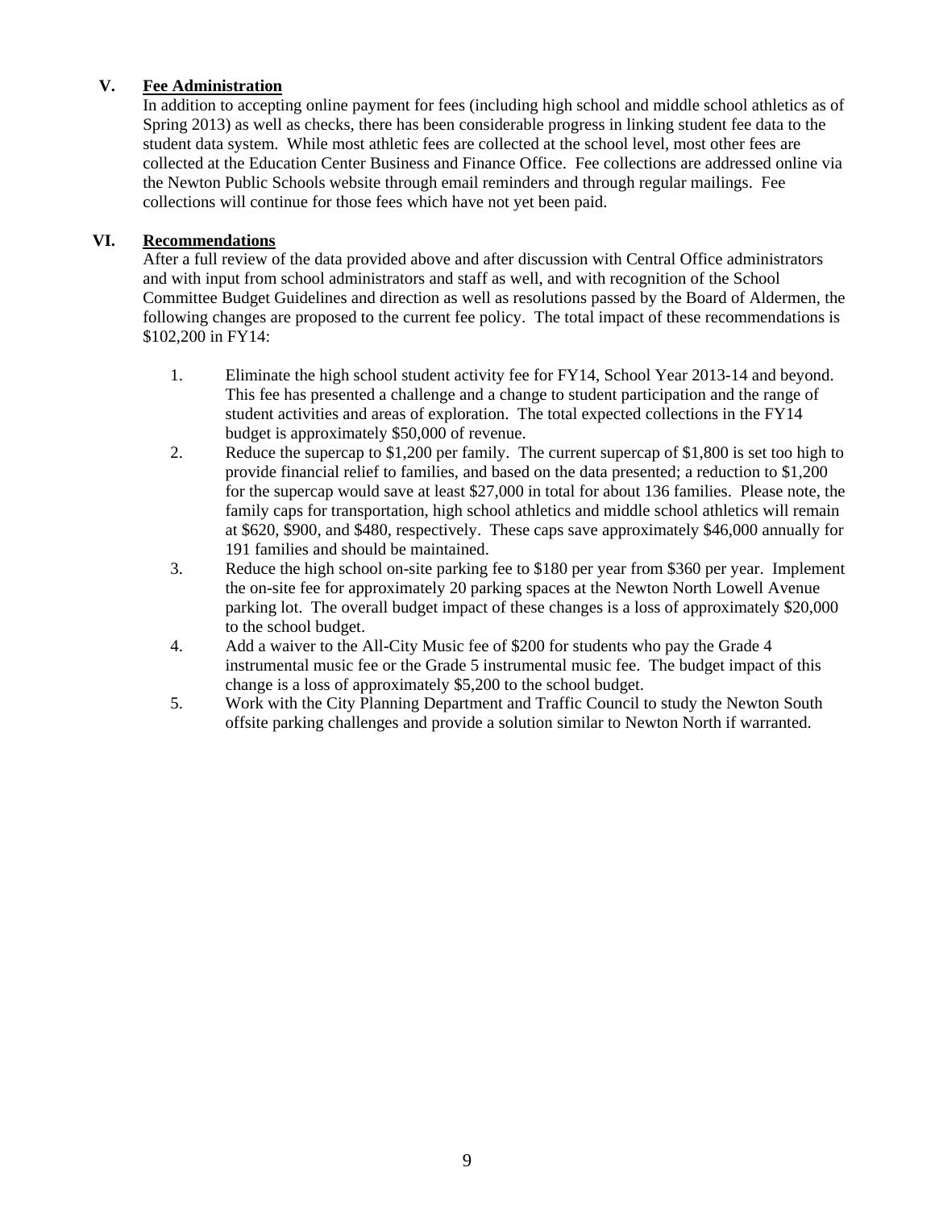## V. Fee Administration

In addition to accepting online payment for fees (including high school and middle school athletics as of Spring 2013) as well as checks, there has been considerable progress in linking student fee data to the student data system. While most athletic fees are collected at the school level, most other fees are collected at the Education Center Business and Finance Office. Fee collections are addressed online via the Newton Public Schools website through email reminders and through regular mailings. Fee collections will continue for those fees which have not yet been paid.

## VI. Recommendations

After a full review of the data provided above and after discussion with Central Office administrators and with input from school administrators and staff as well, and with recognition of the School Committee Budget Guidelines and direction as well as resolutions passed by the Board of Aldermen, the following changes are proposed to the current fee policy. The total impact of these recommendations is $102,200 in FY14:

1. Eliminate the high school student activity fee for FY14, School Year 2013-14 and beyond. This fee has presented a challenge and a change to student participation and the range of student activities and areas of exploration. The total expected collections in the FY14 budget is approximately $50,000 of revenue.
2. Reduce the supercap to $1,200 per family. The current supercap of $1,800 is set too high to provide financial relief to families, and based on the data presented; a reduction to $1,200 for the supercap would save at least $27,000 in total for about 136 families. Please note, the family caps for transportation, high school athletics and middle school athletics will remain at $620, $900, and $480, respectively. These caps save approximately $46,000 annually for 191 families and should be maintained.
3. Reduce the high school on-site parking fee to $180 per year from $360 per year. Implement the on-site fee for approximately 20 parking spaces at the Newton North Lowell Avenue parking lot. The overall budget impact of these changes is a loss of approximately $20,000 to the school budget.
4. Add a waiver to the All-City Music fee of $200 for students who pay the Grade 4 instrumental music fee or the Grade 5 instrumental music fee. The budget impact of this change is a loss of approximately $5,200 to the school budget.
5. Work with the City Planning Department and Traffic Council to study the Newton South offsite parking challenges and provide a solution similar to Newton North if warranted.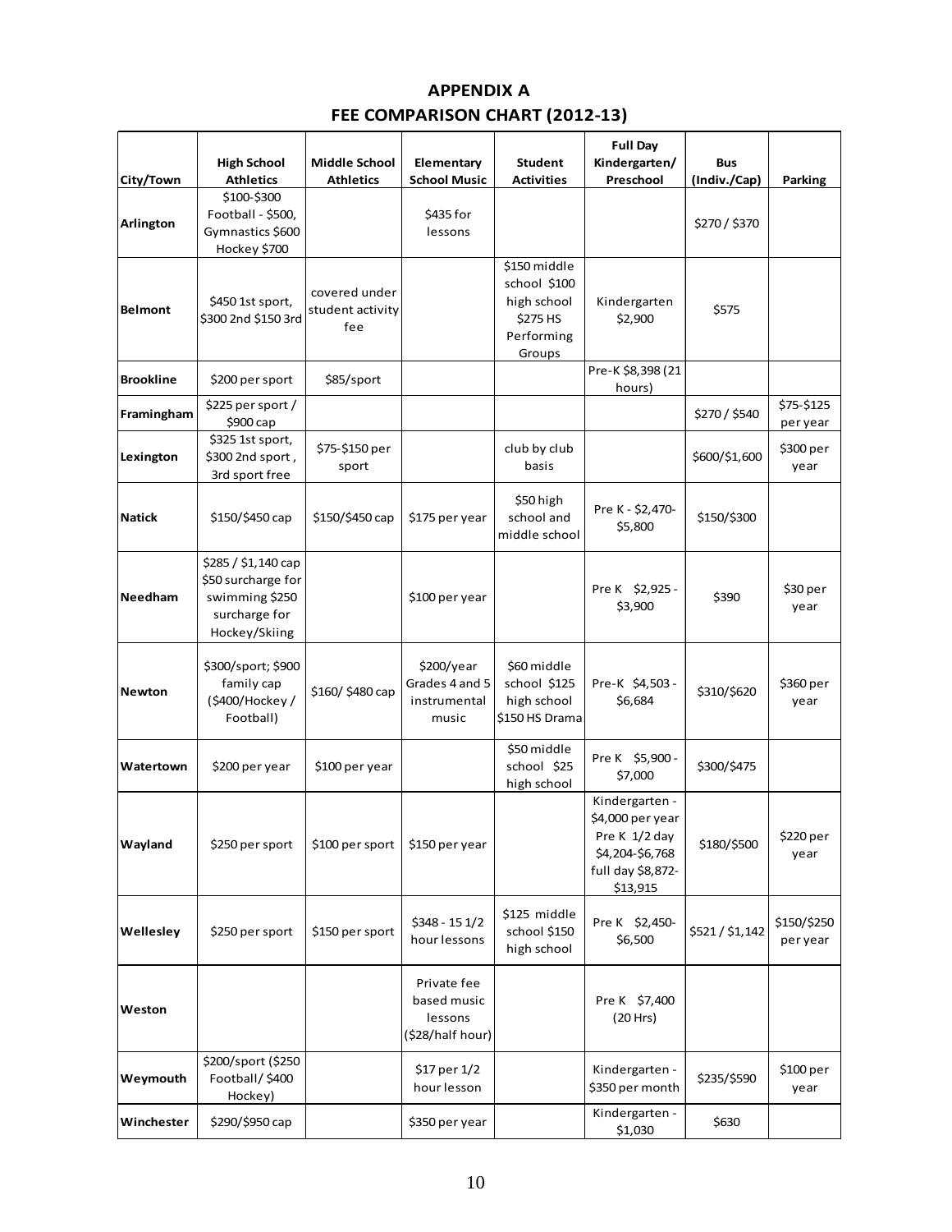# APPENDIX A

## FEE COMPARISON CHART (2012-13)

| City/Town | High School Athletics | Middle School Athletics | Elementary School Music | Student Activities | Full Day Kindergarten/ Preschool | Bus (Indiv./Cap) | Parking |
|---|---|---|---|---|---|---|---|
| Arlington | \$100-\$300 Football - \$500, Gymnastics \$600 Hockey \$700 | | \$435 for lessons | | | \$270 / \$370 | |
| Belmont | \$450 1st sport, \$300 2nd \$150 3rd | covered under student activity fee | | \$150 middle school \$100 high school \$275 HS Performing Groups | Kindergarten \$2,900 | \$575 | |
| Brookline | \$200 per sport | \$85/sport | | | Pre-K \$8,398 (21 hours) | | |
| Framingham | \$225 per sport / \$900 cap | | | | | \$270 / \$540 | \$75-\$125 per year |
| Lexington | \$325 1st sport, \$300 2nd sport , 3rd sport free | \$75-\$150 per sport | | club by club basis | | \$600/\$1,600 | \$300 per year |
| Natick | \$150/\$450 cap | \$150/\$450 cap | \$175 per year | \$50 high school and middle school | Pre K - \$2,470-\$5,800 | \$150/\$300 | |
| Needham | \$285 / \$1,140 cap \$50 surcharge for swimming \$250 surcharge for Hockey/Skiing | | \$100 per year | | Pre K \$2,925 - \$3,900 | \$390 | \$30 per year |
| Newton | \$300/sport; \$900 family cap (\$400/Hockey / Football) | \$160/ \$480 cap | \$200/year Grades 4 and 5 instrumental music | \$60 middle school \$125 high school \$150 HS Drama | Pre-K \$4,503 - \$6,684 | \$310/\$620 | \$360 per year |
| Watertown | \$200 per year | \$100 per year | | \$50 middle school \$25 high school | Pre K \$5,900 - \$7,000 | \$300/\$475 | |
| Wayland | \$250 per sport | \$100 per sport | \$150 per year | | Kindergarten - \$4,000 per year Pre K 1/2 day \$4,204-\$6,768 full day \$8,872-\$13,915 | \$180/\$500 | \$220 per year |
| Wellesley | \$250 per sport | \$150 per sport | \$348 - 15 1/2 hour lessons | \$125 middle school \$150 high school | Pre K \$2,450-\$6,500 | \$521 / \$1,142 | \$150/\$250 per year |
| Weston | | | Private fee based music lessons (\$28/half hour) | | Pre K \$7,400 (20 Hrs) | | |
| Weymouth | \$200/sport (\$250 Football/ \$400 Hockey) | | \$17 per 1/2 hour lesson | | Kindergarten - \$350 per month | \$235/\$590 | \$100 per year |
| Winchester | \$290/\$950 cap | | \$350 per year | | Kindergarten - \$1,030 | \$630 | |